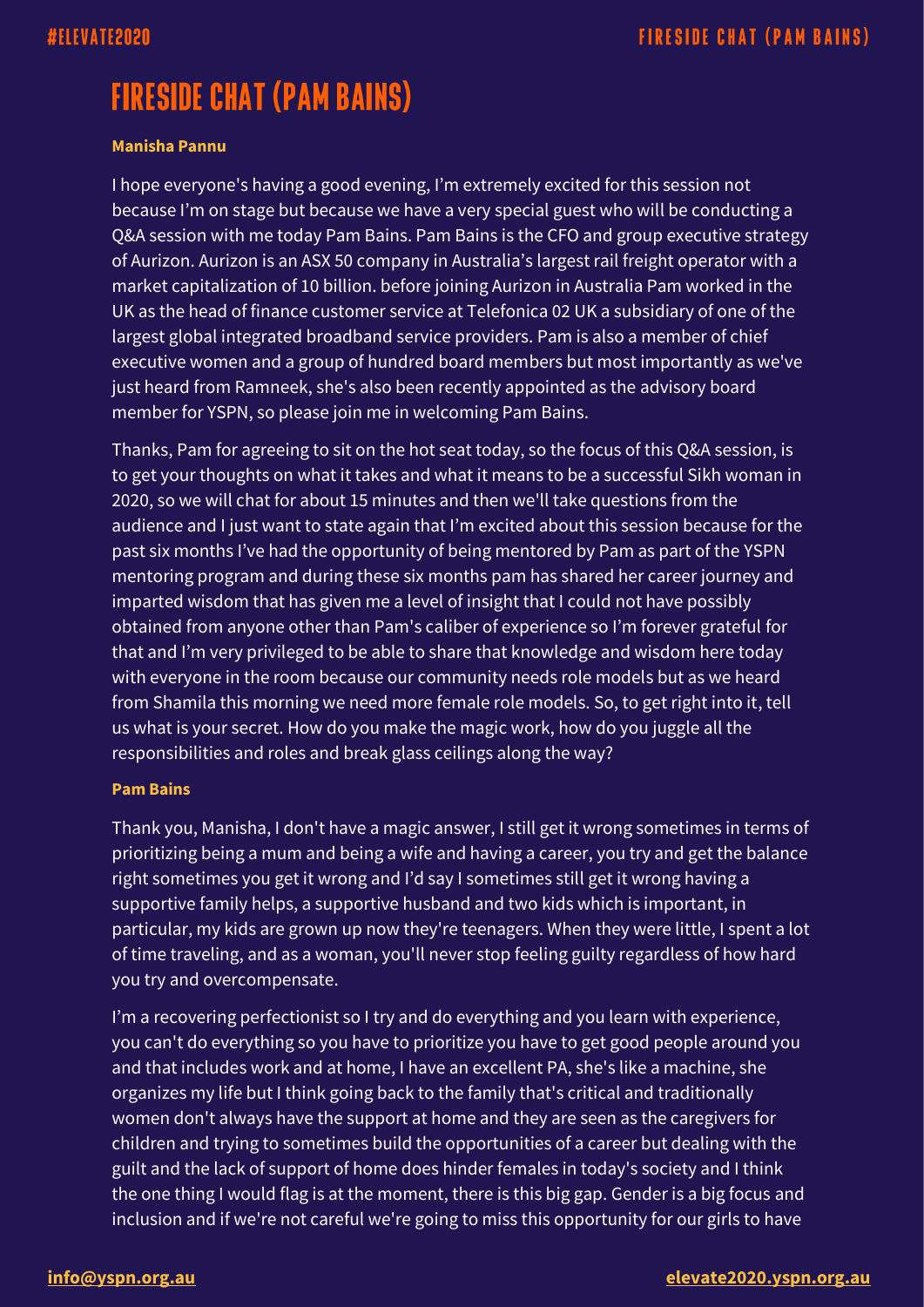# FIRESIDE CHAT (PAM BAINS)

**Manisha Pannu**

I hope everyone's having a good evening, I'm extremely excited for this session not because I'm on stage but because we have a very special guest who will be conducting a Q&A session with me today Pam Bains. Pam Bains is the CFO and group executive strategy of Aurizon. Aurizon is an ASX 50 company in Australia's largest rail freight operator with a market capitalization of 10 billion. before joining Aurizon in Australia Pam worked in the UK as the head of finance customer service at Telefonica 02 UK a subsidiary of one of the largest global integrated broadband service providers. Pam is also a member of chief executive women and a group of hundred board members but most importantly as we've just heard from Ramneek, she's also been recently appointed as the advisory board member for YSPN, so please join me in welcoming Pam Bains.

Thanks, Pam for agreeing to sit on the hot seat today, so the focus of this Q&A session, is to get your thoughts on what it takes and what it means to be a successful Sikh woman in 2020, so we will chat for about 15 minutes and then we'll take questions from the audience and I just want to state again that I'm excited about this session because for the past six months I've had the opportunity of being mentored by Pam as part of the YSPN mentoring program and during these six months pam has shared her career journey and imparted wisdom that has given me a level of insight that I could not have possibly obtained from anyone other than Pam's caliber of experience so I'm forever grateful for that and I'm very privileged to be able to share that knowledge and wisdom here today with everyone in the room because our community needs role models but as we heard from Shamila this morning we need more female role models. So, to get right into it, tell us what is your secret. How do you make the magic work, how do you juggle all the responsibilities and roles and break glass ceilings along the way?

**Pam Bains**

Thank you, Manisha, I don't have a magic answer, I still get it wrong sometimes in terms of prioritizing being a mum and being a wife and having a career, you try and get the balance right sometimes you get it wrong and I'd say I sometimes still get it wrong having a supportive family helps, a supportive husband and two kids which is important, in particular, my kids are grown up now they're teenagers. When they were little, I spent a lot of time traveling, and as a woman, you'll never stop feeling guilty regardless of how hard you try and overcompensate.

I'm a recovering perfectionist so I try and do everything and you learn with experience, you can't do everything so you have to prioritize you have to get good people around you and that includes work and at home, I have an excellent PA, she's like a machine, she organizes my life but I think going back to the family that's critical and traditionally women don't always have the support at home and they are seen as the caregivers for children and trying to sometimes build the opportunities of a career but dealing with the guilt and the lack of support of home does hinder females in today's society and I think the one thing I would flag is at the moment, there is this big gap. Gender is a big focus and inclusion and if we're not careful we're going to miss this opportunity for our girls to have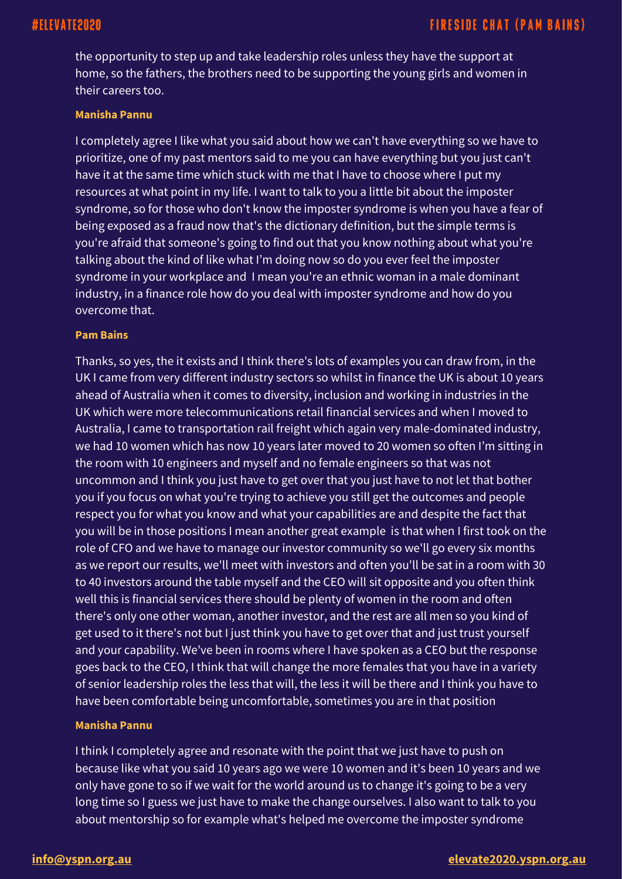the opportunity to step up and take leadership roles unless they have the support at home, so the fathers, the brothers need to be supporting the young girls and women in their careers too.

**Manisha Pannu**

I completely agree I like what you said about how we can't have everything so we have to prioritize, one of my past mentors said to me you can have everything but you just can't have it at the same time which stuck with me that I have to choose where I put my resources at what point in my life. I want to talk to you a little bit about the imposter syndrome, so for those who don't know the imposter syndrome is when you have a fear of being exposed as a fraud now that's the dictionary definition, but the simple terms is you're afraid that someone's going to find out that you know nothing about what you're talking about the kind of like what I'm doing now so do you ever feel the imposter syndrome in your workplace and I mean you're an ethnic woman in a male dominant industry, in a finance role how do you deal with imposter syndrome and how do you overcome that.

**Pam Bains**

Thanks, so yes, the it exists and I think there's lots of examples you can draw from, in the UK I came from very different industry sectors so whilst in finance the UK is about 10 years ahead of Australia when it comes to diversity, inclusion and working in industries in the UK which were more telecommunications retail financial services and when I moved to Australia, I came to transportation rail freight which again very male-dominated industry, we had 10 women which has now 10 years later moved to 20 women so often I'm sitting in the room with 10 engineers and myself and no female engineers so that was not uncommon and I think you just have to get over that you just have to not let that bother you if you focus on what you're trying to achieve you still get the outcomes and people respect you for what you know and what your capabilities are and despite the fact that you will be in those positions I mean another great example is that when I first took on the role of CFO and we have to manage our investor community so we'll go every six months as we report our results, we'll meet with investors and often you'll be sat in a room with 30 to 40 investors around the table myself and the CEO will sit opposite and you often think well this is financial services there should be plenty of women in the room and often there's only one other woman, another investor, and the rest are all men so you kind of get used to it there's not but I just think you have to get over that and just trust yourself and your capability. We've been in rooms where I have spoken as a CEO but the response goes back to the CEO, I think that will change the more females that you have in a variety of senior leadership roles the less that will, the less it will be there and I think you have to have been comfortable being uncomfortable, sometimes you are in that position

**Manisha Pannu**

I think I completely agree and resonate with the point that we just have to push on because like what you said 10 years ago we were 10 women and it's been 10 years and we only have gone to so if we wait for the world around us to change it's going to be a very long time so I guess we just have to make the change ourselves. I also want to talk to you about mentorship so for example what's helped me overcome the imposter syndrome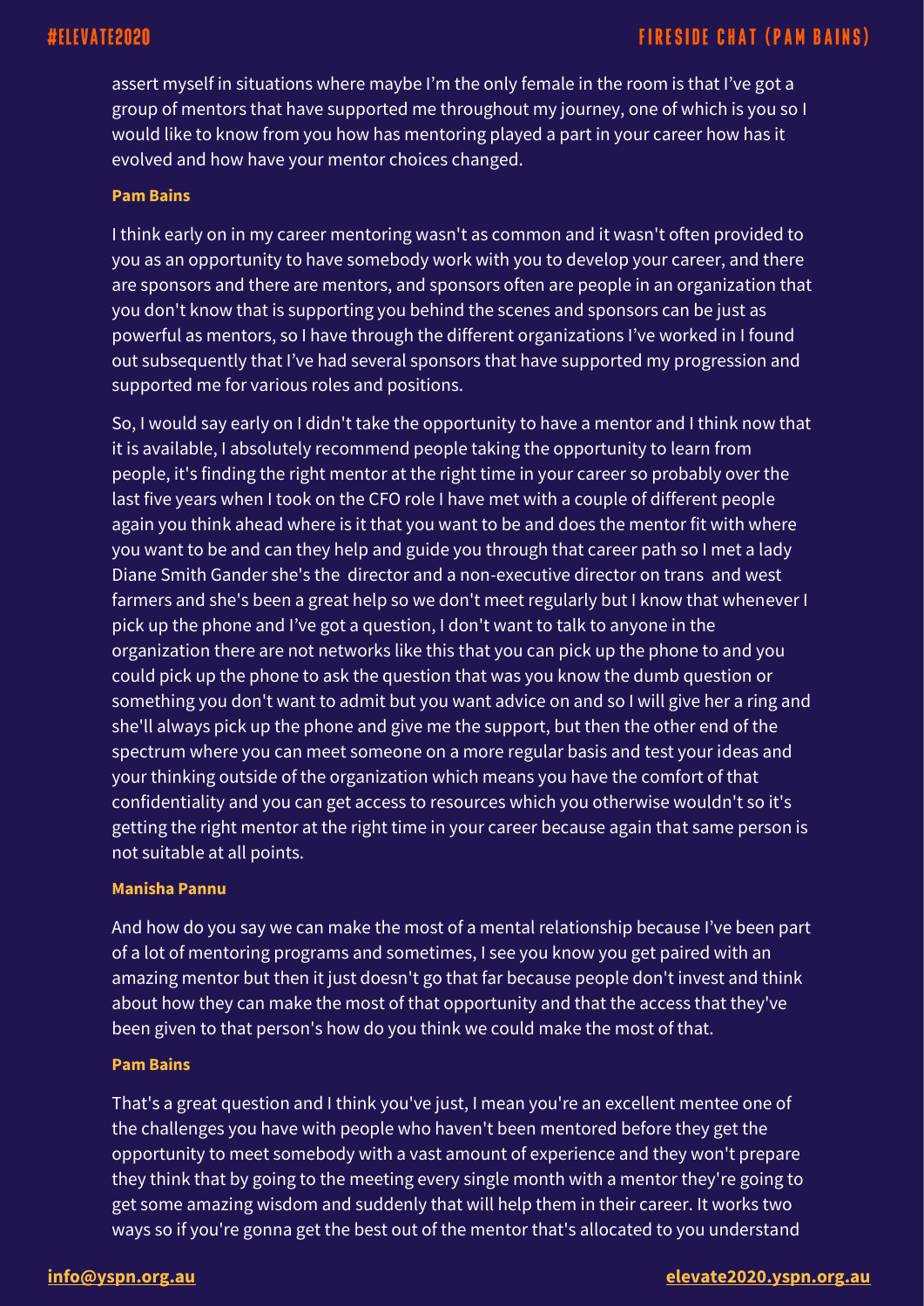assert myself in situations where maybe I'm the only female in the room is that I've got a group of mentors that have supported me throughout my journey, one of which is you so I would like to know from you how has mentoring played a part in your career how has it evolved and how have your mentor choices changed.

**Pam Bains**

I think early on in my career mentoring wasn't as common and it wasn't often provided to you as an opportunity to have somebody work with you to develop your career, and there are sponsors and there are mentors, and sponsors often are people in an organization that you don't know that is supporting you behind the scenes and sponsors can be just as powerful as mentors, so I have through the different organizations I've worked in I found out subsequently that I've had several sponsors that have supported my progression and supported me for various roles and positions.

So, I would say early on I didn't take the opportunity to have a mentor and I think now that it is available, I absolutely recommend people taking the opportunity to learn from people, it's finding the right mentor at the right time in your career so probably over the last five years when I took on the CFO role I have met with a couple of different people again you think ahead where is it that you want to be and does the mentor fit with where you want to be and can they help and guide you through that career path so I met a lady Diane Smith Gander she's the director and a non-executive director on trans and west farmers and she's been a great help so we don't meet regularly but I know that whenever I pick up the phone and I've got a question, I don't want to talk to anyone in the organization there are not networks like this that you can pick up the phone to and you could pick up the phone to ask the question that was you know the dumb question or something you don't want to admit but you want advice on and so I will give her a ring and she'll always pick up the phone and give me the support, but then the other end of the spectrum where you can meet someone on a more regular basis and test your ideas and your thinking outside of the organization which means you have the comfort of that confidentiality and you can get access to resources which you otherwise wouldn't so it's getting the right mentor at the right time in your career because again that same person is not suitable at all points.

**Manisha Pannu**

And how do you say we can make the most of a mental relationship because I've been part of a lot of mentoring programs and sometimes, I see you know you get paired with an amazing mentor but then it just doesn't go that far because people don't invest and think about how they can make the most of that opportunity and that the access that they've been given to that person's how do you think we could make the most of that.

**Pam Bains**

That's a great question and I think you've just, I mean you're an excellent mentee one of the challenges you have with people who haven't been mentored before they get the opportunity to meet somebody with a vast amount of experience and they won't prepare they think that by going to the meeting every single month with a mentor they're going to get some amazing wisdom and suddenly that will help them in their career. It works two ways so if you're gonna get the best out of the mentor that's allocated to you understand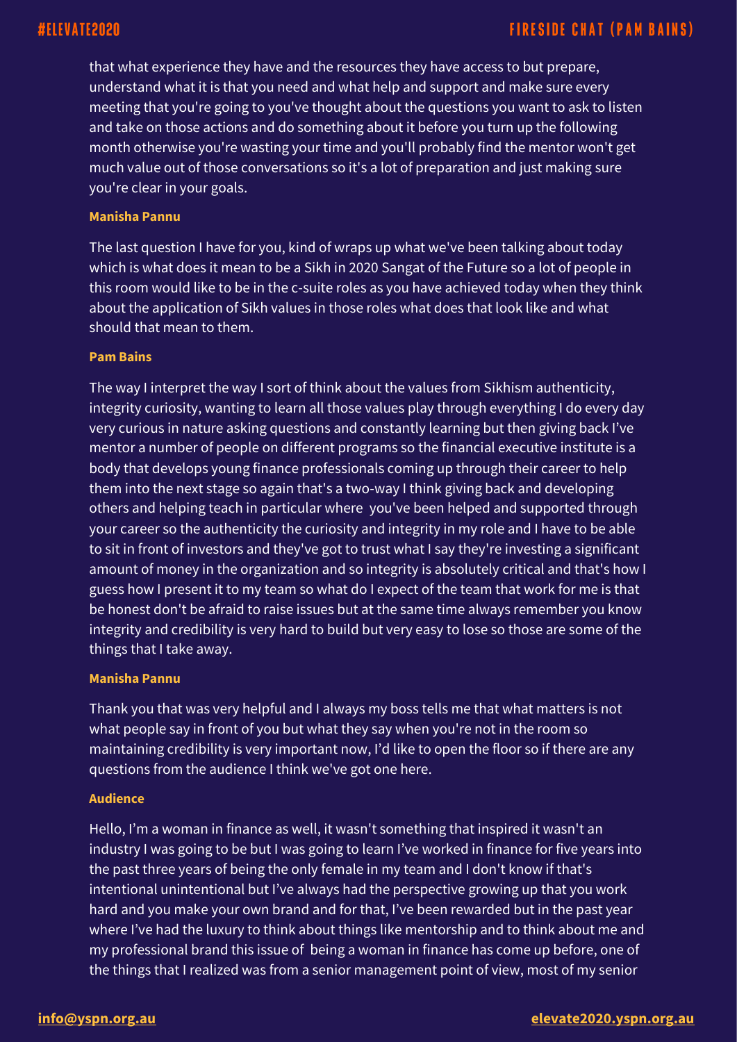that what experience they have and the resources they have access to but prepare, understand what it is that you need and what help and support and make sure every meeting that you're going to you've thought about the questions you want to ask to listen and take on those actions and do something about it before you turn up the following month otherwise you're wasting your time and you'll probably find the mentor won't get much value out of those conversations so it's a lot of preparation and just making sure you're clear in your goals.

**Manisha Pannu**

The last question I have for you, kind of wraps up what we've been talking about today which is what does it mean to be a Sikh in 2020 Sangat of the Future so a lot of people in this room would like to be in the c-suite roles as you have achieved today when they think about the application of Sikh values in those roles what does that look like and what should that mean to them.

**Pam Bains**

The way I interpret the way I sort of think about the values from Sikhism authenticity, integrity curiosity, wanting to learn all those values play through everything I do every day very curious in nature asking questions and constantly learning but then giving back I've mentor a number of people on different programs so the financial executive institute is a body that develops young finance professionals coming up through their career to help them into the next stage so again that's a two-way I think giving back and developing others and helping teach in particular where you've been helped and supported through your career so the authenticity the curiosity and integrity in my role and I have to be able to sit in front of investors and they've got to trust what I say they're investing a significant amount of money in the organization and so integrity is absolutely critical and that's how I guess how I present it to my team so what do I expect of the team that work for me is that be honest don't be afraid to raise issues but at the same time always remember you know integrity and credibility is very hard to build but very easy to lose so those are some of the things that I take away.

**Manisha Pannu**

Thank you that was very helpful and I always my boss tells me that what matters is not what people say in front of you but what they say when you're not in the room so maintaining credibility is very important now, I'd like to open the floor so if there are any questions from the audience I think we've got one here.

**Audience**

Hello, I'm a woman in finance as well, it wasn't something that inspired it wasn't an industry I was going to be but I was going to learn I've worked in finance for five years into the past three years of being the only female in my team and I don't know if that's intentional unintentional but I've always had the perspective growing up that you work hard and you make your own brand and for that, I've been rewarded but in the past year where I've had the luxury to think about things like mentorship and to think about me and my professional brand this issue of being a woman in finance has come up before, one of the things that I realized was from a senior management point of view, most of my senior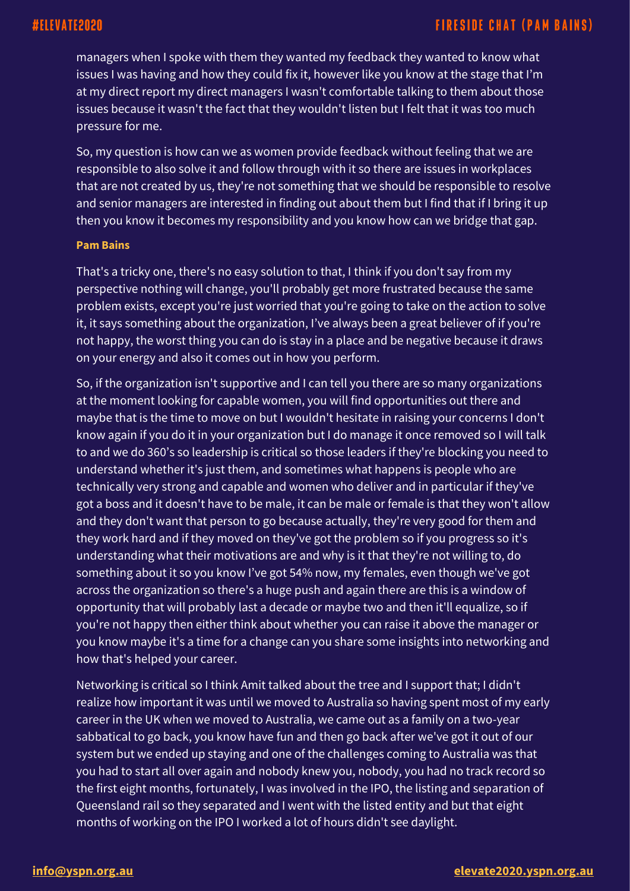managers when I spoke with them they wanted my feedback they wanted to know what issues I was having and how they could fix it, however like you know at the stage that I'm at my direct report my direct managers I wasn't comfortable talking to them about those issues because it wasn't the fact that they wouldn't listen but I felt that it was too much pressure for me.

So, my question is how can we as women provide feedback without feeling that we are responsible to also solve it and follow through with it so there are issues in workplaces that are not created by us, they're not something that we should be responsible to resolve and senior managers are interested in finding out about them but I find that if I bring it up then you know it becomes my responsibility and you know how can we bridge that gap.

**Pam Bains**

That's a tricky one, there's no easy solution to that, I think if you don't say from my perspective nothing will change, you'll probably get more frustrated because the same problem exists, except you're just worried that you're going to take on the action to solve it, it says something about the organization, I've always been a great believer of if you're not happy, the worst thing you can do is stay in a place and be negative because it draws on your energy and also it comes out in how you perform.

So, if the organization isn't supportive and I can tell you there are so many organizations at the moment looking for capable women, you will find opportunities out there and maybe that is the time to move on but I wouldn't hesitate in raising your concerns I don't know again if you do it in your organization but I do manage it once removed so I will talk to and we do 360's so leadership is critical so those leaders if they're blocking you need to understand whether it's just them, and sometimes what happens is people who are technically very strong and capable and women who deliver and in particular if they've got a boss and it doesn't have to be male, it can be male or female is that they won't allow and they don't want that person to go because actually, they're very good for them and they work hard and if they moved on they've got the problem so if you progress so it's understanding what their motivations are and why is it that they're not willing to, do something about it so you know I've got 54% now, my females, even though we've got across the organization so there's a huge push and again there are this is a window of opportunity that will probably last a decade or maybe two and then it'll equalize, so if you're not happy then either think about whether you can raise it above the manager or you know maybe it's a time for a change can you share some insights into networking and how that's helped your career.

Networking is critical so I think Amit talked about the tree and I support that; I didn't realize how important it was until we moved to Australia so having spent most of my early career in the UK when we moved to Australia, we came out as a family on a two-year sabbatical to go back, you know have fun and then go back after we've got it out of our system but we ended up staying and one of the challenges coming to Australia was that you had to start all over again and nobody knew you, nobody, you had no track record so the first eight months, fortunately, I was involved in the IPO, the listing and separation of Queensland rail so they separated and I went with the listed entity and but that eight months of working on the IPO I worked a lot of hours didn't see daylight.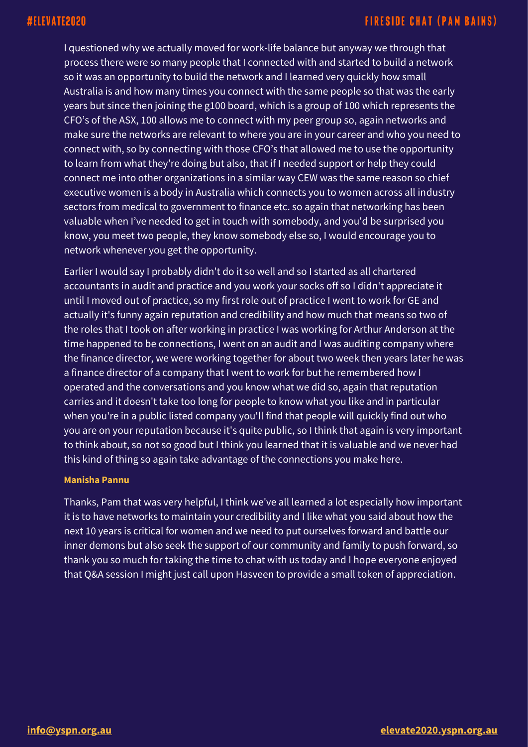I questioned why we actually moved for work-life balance but anyway we through that process there were so many people that I connected with and started to build a network so it was an opportunity to build the network and I learned very quickly how small Australia is and how many times you connect with the same people so that was the early years but since then joining the g100 board, which is a group of 100 which represents the CFO's of the ASX, 100 allows me to connect with my peer group so, again networks and make sure the networks are relevant to where you are in your career and who you need to connect with, so by connecting with those CFO's that allowed me to use the opportunity to learn from what they're doing but also, that if I needed support or help they could connect me into other organizations in a similar way CEW was the same reason so chief executive women is a body in Australia which connects you to women across all industry sectors from medical to government to finance etc. so again that networking has been valuable when I've needed to get in touch with somebody, and you'd be surprised you know, you meet two people, they know somebody else so, I would encourage you to network whenever you get the opportunity.

Earlier I would say I probably didn't do it so well and so I started as all chartered accountants in audit and practice and you work your socks off so I didn't appreciate it until I moved out of practice, so my first role out of practice I went to work for GE and actually it's funny again reputation and credibility and how much that means so two of the roles that I took on after working in practice I was working for Arthur Anderson at the time happened to be connections, I went on an audit and I was auditing company where the finance director, we were working together for about two week then years later he was a finance director of a company that I went to work for but he remembered how I operated and the conversations and you know what we did so, again that reputation carries and it doesn't take too long for people to know what you like and in particular when you're in a public listed company you'll find that people will quickly find out who you are on your reputation because it's quite public, so I think that again is very important to think about, so not so good but I think you learned that it is valuable and we never had this kind of thing so again take advantage of the connections you make here.

**Manisha Pannu**

Thanks, Pam that was very helpful, I think we've all learned a lot especially how important it is to have networks to maintain your credibility and I like what you said about how the next 10 years is critical for women and we need to put ourselves forward and battle our inner demons but also seek the support of our community and family to push forward, so thank you so much for taking the time to chat with us today and I hope everyone enjoyed that Q&A session I might just call upon Hasveen to provide a small token of appreciation.